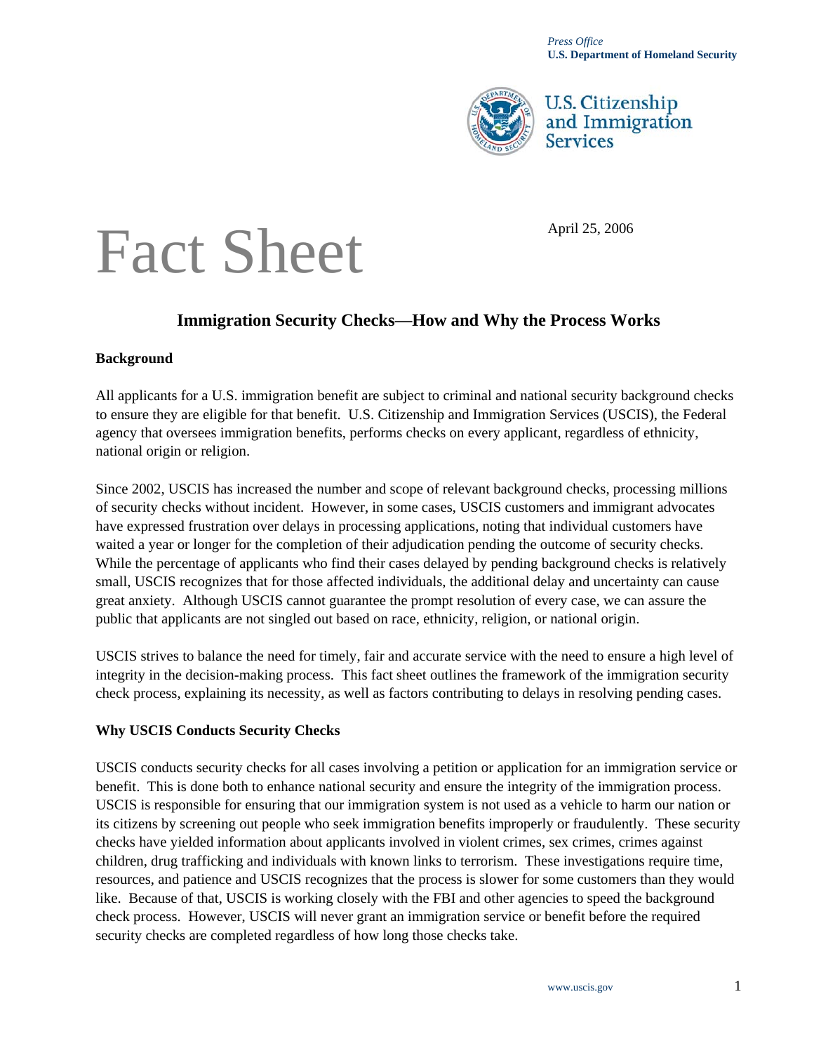*Press Office*
**U.S. Department of Homeland Security**

U.S. Citizenship and Immigration Services

# Fact Sheet

April 25, 2006

## Immigration Security Checks—How and Why the Process Works

### Background

All applicants for a U.S. immigration benefit are subject to criminal and national security background checks to ensure they are eligible for that benefit. U.S. Citizenship and Immigration Services (USCIS), the Federal agency that oversees immigration benefits, performs checks on every applicant, regardless of ethnicity, national origin or religion.

Since 2002, USCIS has increased the number and scope of relevant background checks, processing millions of security checks without incident. However, in some cases, USCIS customers and immigrant advocates have expressed frustration over delays in processing applications, noting that individual customers have waited a year or longer for the completion of their adjudication pending the outcome of security checks. While the percentage of applicants who find their cases delayed by pending background checks is relatively small, USCIS recognizes that for those affected individuals, the additional delay and uncertainty can cause great anxiety. Although USCIS cannot guarantee the prompt resolution of every case, we can assure the public that applicants are not singled out based on race, ethnicity, religion, or national origin.

USCIS strives to balance the need for timely, fair and accurate service with the need to ensure a high level of integrity in the decision-making process. This fact sheet outlines the framework of the immigration security check process, explaining its necessity, as well as factors contributing to delays in resolving pending cases.

### Why USCIS Conducts Security Checks

USCIS conducts security checks for all cases involving a petition or application for an immigration service or benefit. This is done both to enhance national security and ensure the integrity of the immigration process. USCIS is responsible for ensuring that our immigration system is not used as a vehicle to harm our nation or its citizens by screening out people who seek immigration benefits improperly or fraudulently. These security checks have yielded information about applicants involved in violent crimes, sex crimes, crimes against children, drug trafficking and individuals with known links to terrorism. These investigations require time, resources, and patience and USCIS recognizes that the process is slower for some customers than they would like. Because of that, USCIS is working closely with the FBI and other agencies to speed the background check process. However, USCIS will never grant an immigration service or benefit before the required security checks are completed regardless of how long those checks take.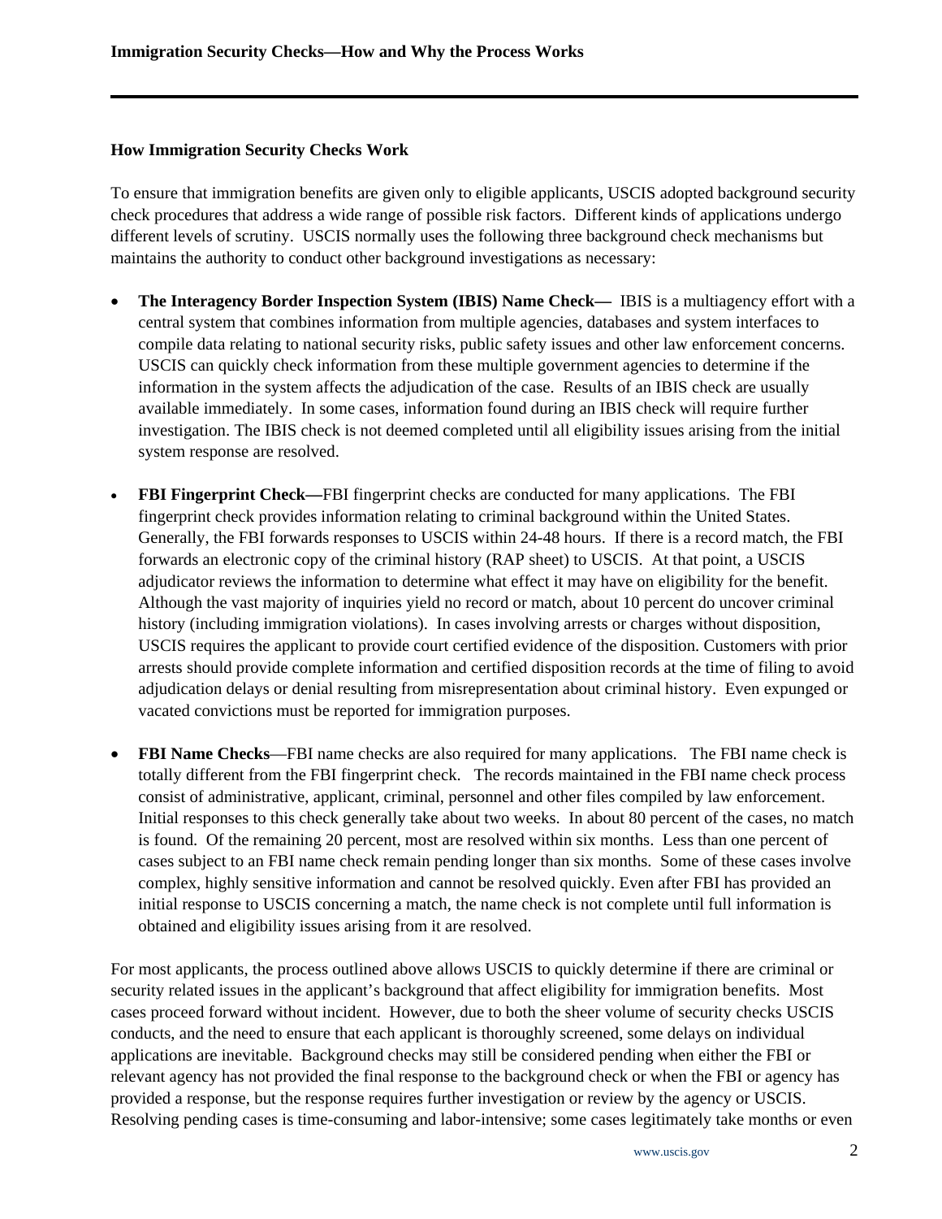## How Immigration Security Checks Work

To ensure that immigration benefits are given only to eligible applicants, USCIS adopted background security check procedures that address a wide range of possible risk factors. Different kinds of applications undergo different levels of scrutiny. USCIS normally uses the following three background check mechanisms but maintains the authority to conduct other background investigations as necessary:

- **The Interagency Border Inspection System (IBIS) Name Check—** IBIS is a multiagency effort with a central system that combines information from multiple agencies, databases and system interfaces to compile data relating to national security risks, public safety issues and other law enforcement concerns. USCIS can quickly check information from these multiple government agencies to determine if the information in the system affects the adjudication of the case. Results of an IBIS check are usually available immediately. In some cases, information found during an IBIS check will require further investigation. The IBIS check is not deemed completed until all eligibility issues arising from the initial system response are resolved.

- **FBI Fingerprint Check—**FBI fingerprint checks are conducted for many applications. The FBI fingerprint check provides information relating to criminal background within the United States. Generally, the FBI forwards responses to USCIS within 24-48 hours. If there is a record match, the FBI forwards an electronic copy of the criminal history (RAP sheet) to USCIS. At that point, a USCIS adjudicator reviews the information to determine what effect it may have on eligibility for the benefit. Although the vast majority of inquiries yield no record or match, about 10 percent do uncover criminal history (including immigration violations). In cases involving arrests or charges without disposition, USCIS requires the applicant to provide court certified evidence of the disposition. Customers with prior arrests should provide complete information and certified disposition records at the time of filing to avoid adjudication delays or denial resulting from misrepresentation about criminal history. Even expunged or vacated convictions must be reported for immigration purposes.

- **FBI Name Checks**—FBI name checks are also required for many applications. The FBI name check is totally different from the FBI fingerprint check. The records maintained in the FBI name check process consist of administrative, applicant, criminal, personnel and other files compiled by law enforcement. Initial responses to this check generally take about two weeks. In about 80 percent of the cases, no match is found. Of the remaining 20 percent, most are resolved within six months. Less than one percent of cases subject to an FBI name check remain pending longer than six months. Some of these cases involve complex, highly sensitive information and cannot be resolved quickly. Even after FBI has provided an initial response to USCIS concerning a match, the name check is not complete until full information is obtained and eligibility issues arising from it are resolved.

For most applicants, the process outlined above allows USCIS to quickly determine if there are criminal or security related issues in the applicant's background that affect eligibility for immigration benefits. Most cases proceed forward without incident. However, due to both the sheer volume of security checks USCIS conducts, and the need to ensure that each applicant is thoroughly screened, some delays on individual applications are inevitable. Background checks may still be considered pending when either the FBI or relevant agency has not provided the final response to the background check or when the FBI or agency has provided a response, but the response requires further investigation or review by the agency or USCIS. Resolving pending cases is time-consuming and labor-intensive; some cases legitimately take months or even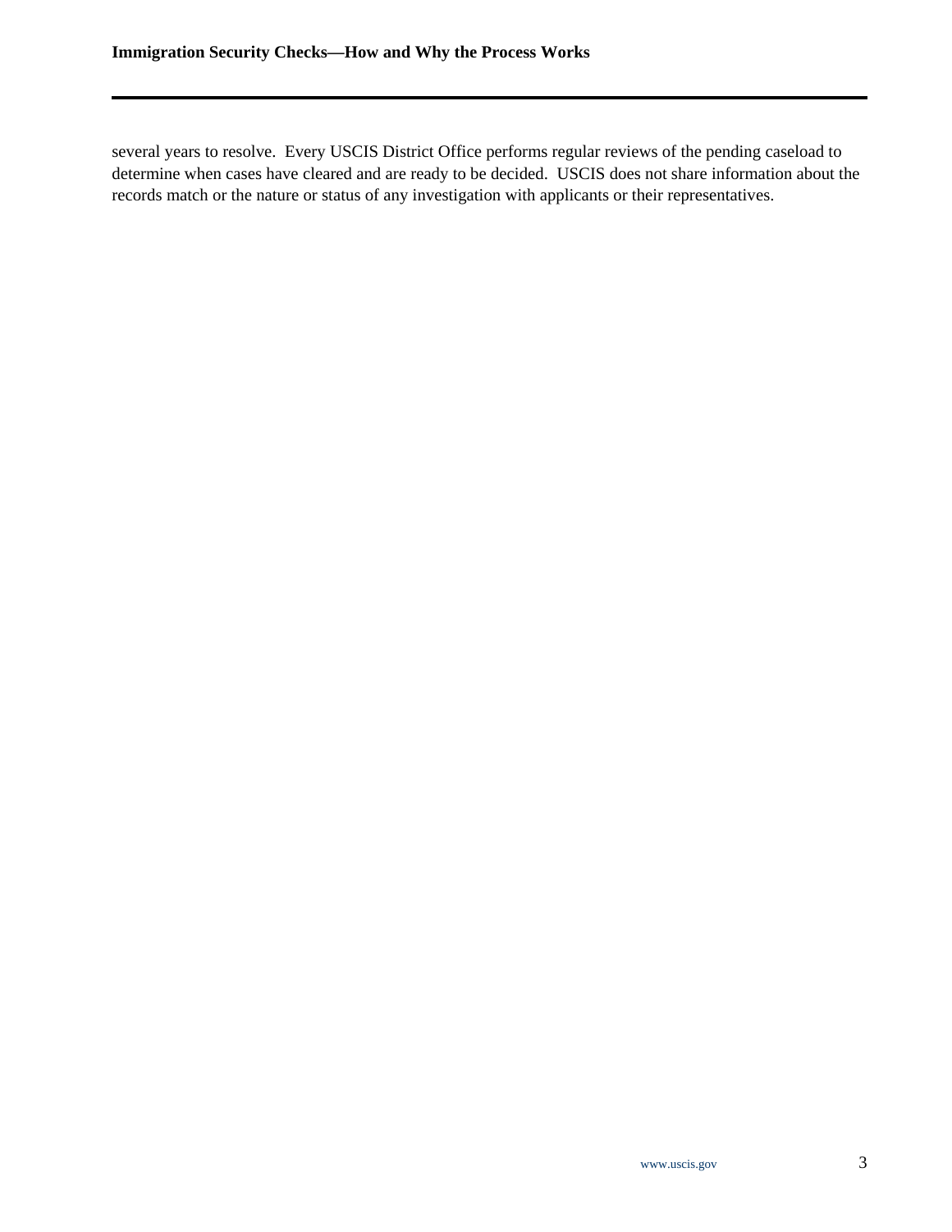several years to resolve. Every USCIS District Office performs regular reviews of the pending caseload to determine when cases have cleared and are ready to be decided. USCIS does not share information about the records match or the nature or status of any investigation with applicants or their representatives.